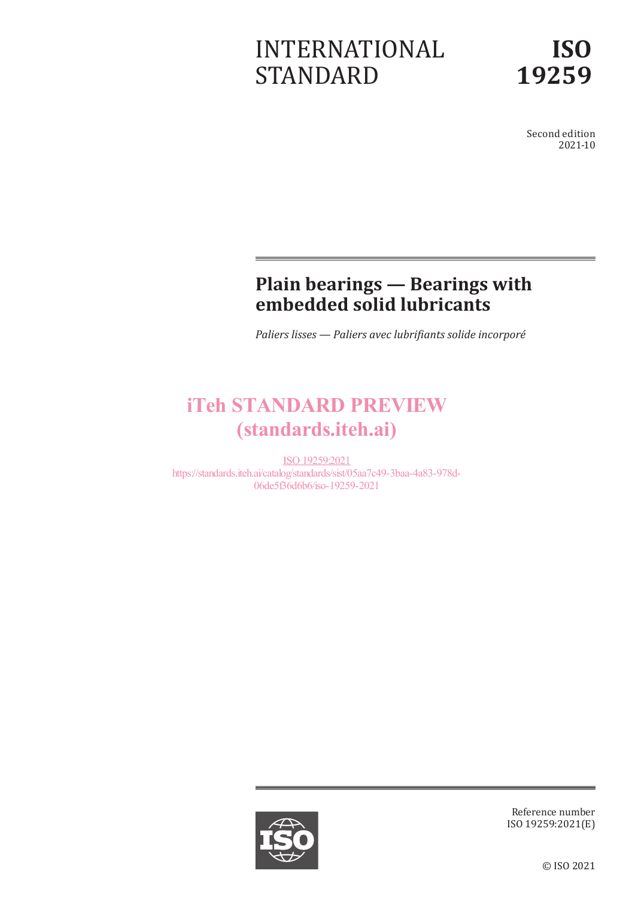INTERNATIONAL STANDARD

**ISO 19259**

Second edition
2021-10

# Plain bearings — Bearings with embedded solid lubricants

*Paliers lisses — Paliers avec lubrifiants solide incorporé*

iTeh STANDARD PREVIEW
(standards.iteh.ai)

ISO 19259:2021
https://standards.iteh.ai/catalog/standards/sist/05aa7c49-3baa-4a83-978d-06de5f36d6b6/iso-19259-2021

Reference number
ISO 19259:2021(E)

© ISO 2021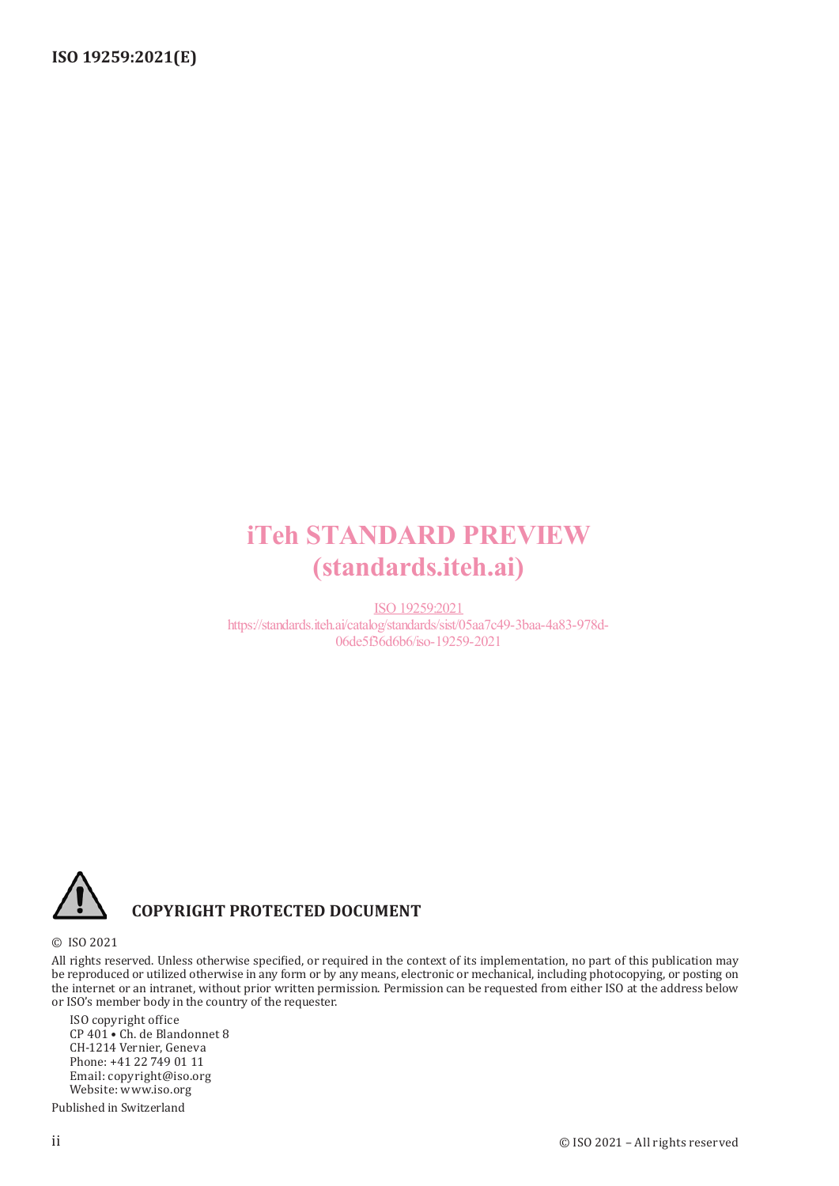iTeh STANDARD PREVIEW
(standards.iteh.ai)

ISO 19259:2021
https://standards.iteh.ai/catalog/standards/sist/05aa7c49-3baa-4a83-978d-06de5f36d6b6/iso-19259-2021

**COPYRIGHT PROTECTED DOCUMENT**

© ISO 2021

All rights reserved. Unless otherwise specified, or required in the context of its implementation, no part of this publication may be reproduced or utilized otherwise in any form or by any means, electronic or mechanical, including photocopying, or posting on the internet or an intranet, without prior written permission. Permission can be requested from either ISO at the address below or ISO's member body in the country of the requester.

ISO copyright office
CP 401 • Ch. de Blandonnet 8
CH-1214 Vernier, Geneva
Phone: +41 22 749 01 11
Email: copyright@iso.org
Website: www.iso.org

Published in Switzerland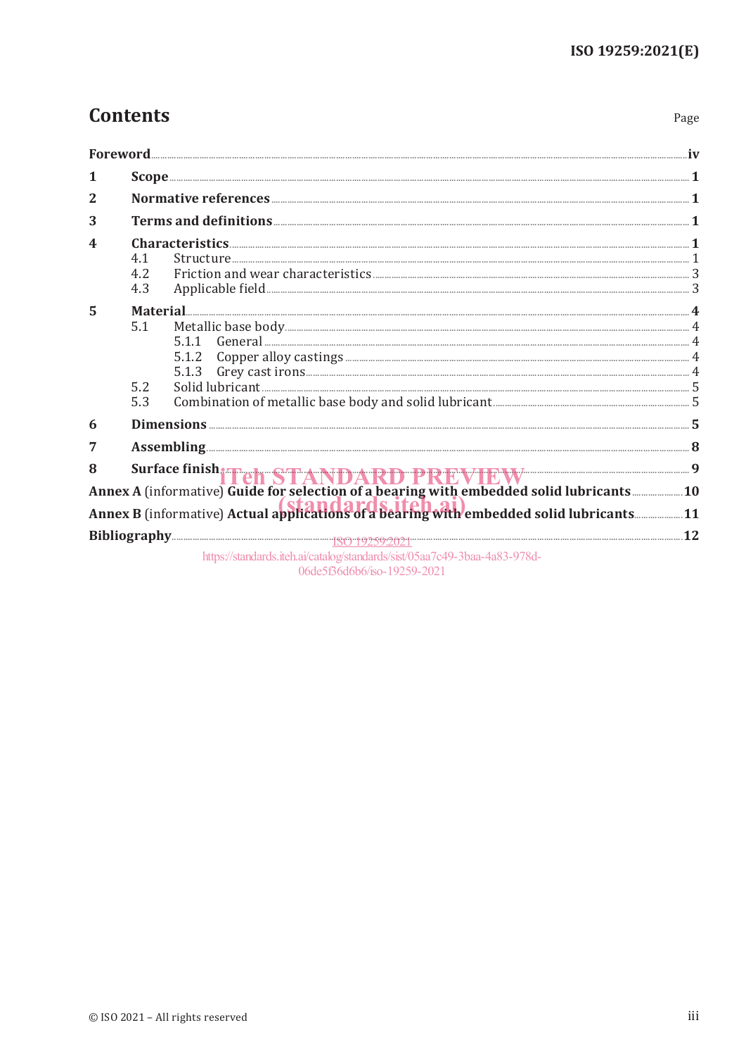# Contents

| | Page |
|---|---|
| **Foreword** | **iv** |
| **1 Scope** | **1** |
| **2 Normative references** | **1** |
| **3 Terms and definitions** | **1** |
| **4 Characteristics** | **1** |
| 4.1 Structure | 1 |
| 4.2 Friction and wear characteristics | 3 |
| 4.3 Applicable field | 3 |
| **5 Material** | **4** |
| 5.1 Metallic base body | 4 |
| 5.1.1 General | 4 |
| 5.1.2 Copper alloy castings | 4 |
| 5.1.3 Grey cast irons | 4 |
| 5.2 Solid lubricant | 5 |
| 5.3 Combination of metallic base body and solid lubricant | 5 |
| **6 Dimensions** | **5** |
| **7 Assembling** | **8** |
| **8 Surface finish** | **9** |
| **Annex A** (informative) **Guide for selection of a bearing with embedded solid lubricants** | **10** |
| **Annex B** (informative) **Actual applications of a bearing with embedded solid lubricants** | **11** |
| **Bibliography** | **12** |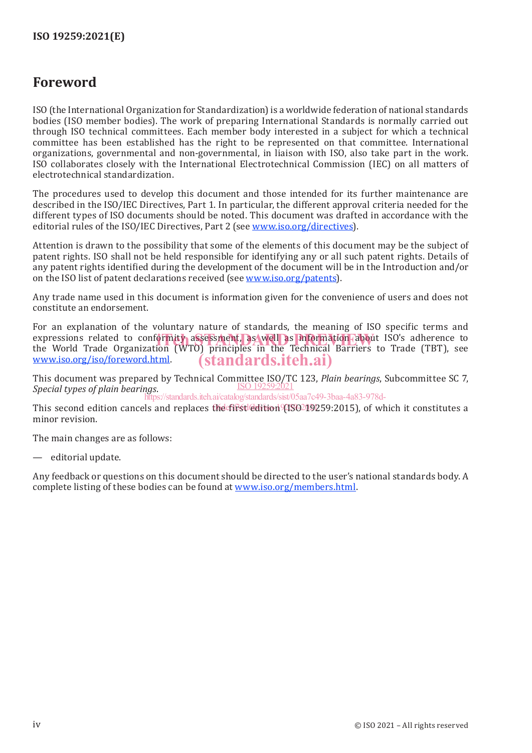# Foreword

ISO (the International Organization for Standardization) is a worldwide federation of national standards bodies (ISO member bodies). The work of preparing International Standards is normally carried out through ISO technical committees. Each member body interested in a subject for which a technical committee has been established has the right to be represented on that committee. International organizations, governmental and non-governmental, in liaison with ISO, also take part in the work. ISO collaborates closely with the International Electrotechnical Commission (IEC) on all matters of electrotechnical standardization.

The procedures used to develop this document and those intended for its further maintenance are described in the ISO/IEC Directives, Part 1. In particular, the different approval criteria needed for the different types of ISO documents should be noted. This document was drafted in accordance with the editorial rules of the ISO/IEC Directives, Part 2 (see www.iso.org/directives).

Attention is drawn to the possibility that some of the elements of this document may be the subject of patent rights. ISO shall not be held responsible for identifying any or all such patent rights. Details of any patent rights identified during the development of the document will be in the Introduction and/or on the ISO list of patent declarations received (see www.iso.org/patents).

Any trade name used in this document is information given for the convenience of users and does not constitute an endorsement.

For an explanation of the voluntary nature of standards, the meaning of ISO specific terms and expressions related to conformity assessment, as well as information about ISO's adherence to the World Trade Organization (WTO) principles in the Technical Barriers to Trade (TBT), see www.iso.org/iso/foreword.html.

This document was prepared by Technical Committee ISO/TC 123, *Plain bearings*, Subcommittee SC 7, *Special types of plain bearings*.

This second edition cancels and replaces the first edition (ISO 19259:2015), of which it constitutes a minor revision.

The main changes are as follows:

— editorial update.

Any feedback or questions on this document should be directed to the user's national standards body. A complete listing of these bodies can be found at www.iso.org/members.html.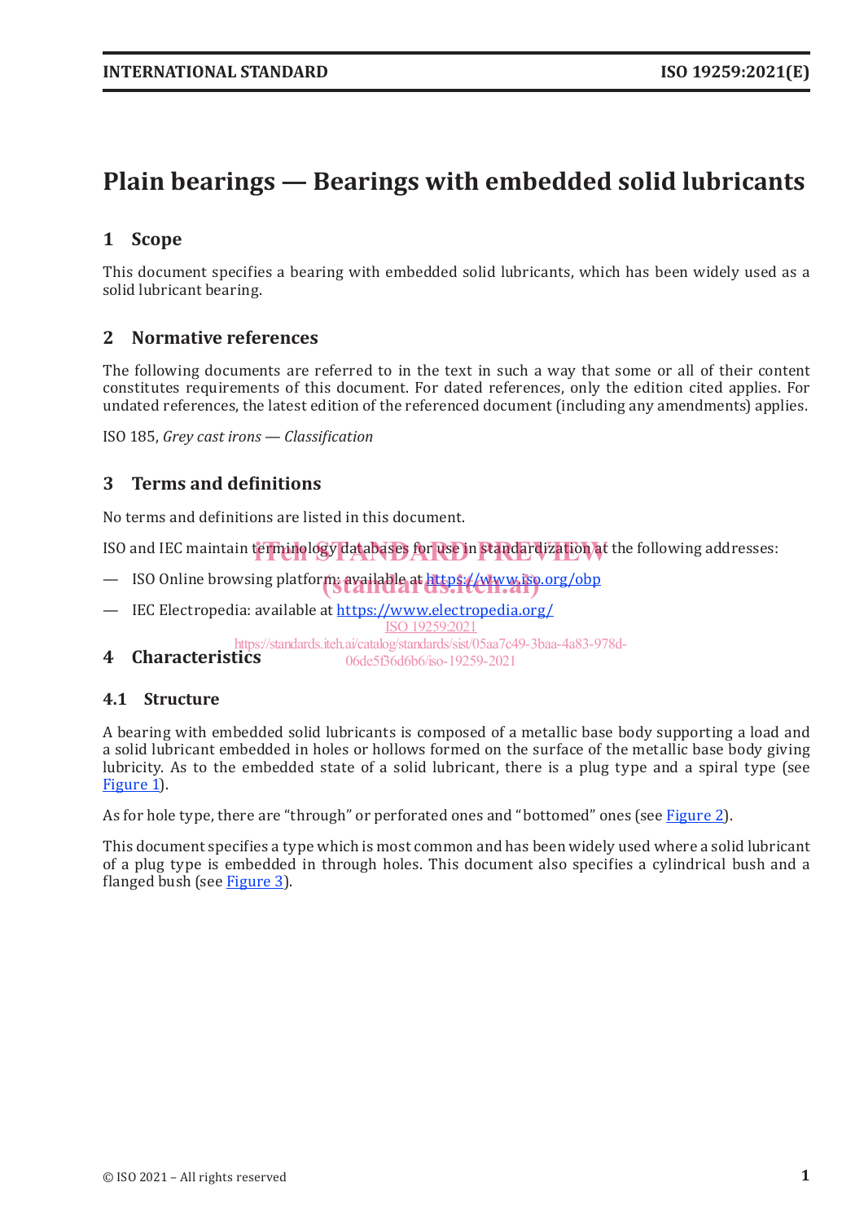# Plain bearings — Bearings with embedded solid lubricants

## 1 Scope

This document specifies a bearing with embedded solid lubricants, which has been widely used as a solid lubricant bearing.

## 2 Normative references

The following documents are referred to in the text in such a way that some or all of their content constitutes requirements of this document. For dated references, only the edition cited applies. For undated references, the latest edition of the referenced document (including any amendments) applies.

ISO 185, *Grey cast irons — Classification*

## 3 Terms and definitions

No terms and definitions are listed in this document.

ISO and IEC maintain terminology databases for use in standardization at the following addresses:

— ISO Online browsing platform: available at https://www.iso.org/obp

— IEC Electropedia: available at https://www.electropedia.org/

## 4 Characteristics

### 4.1 Structure

A bearing with embedded solid lubricants is composed of a metallic base body supporting a load and a solid lubricant embedded in holes or hollows formed on the surface of the metallic base body giving lubricity. As to the embedded state of a solid lubricant, there is a plug type and a spiral type (see Figure 1).

As for hole type, there are "through" or perforated ones and "bottomed" ones (see Figure 2).

This document specifies a type which is most common and has been widely used where a solid lubricant of a plug type is embedded in through holes. This document also specifies a cylindrical bush and a flanged bush (see Figure 3).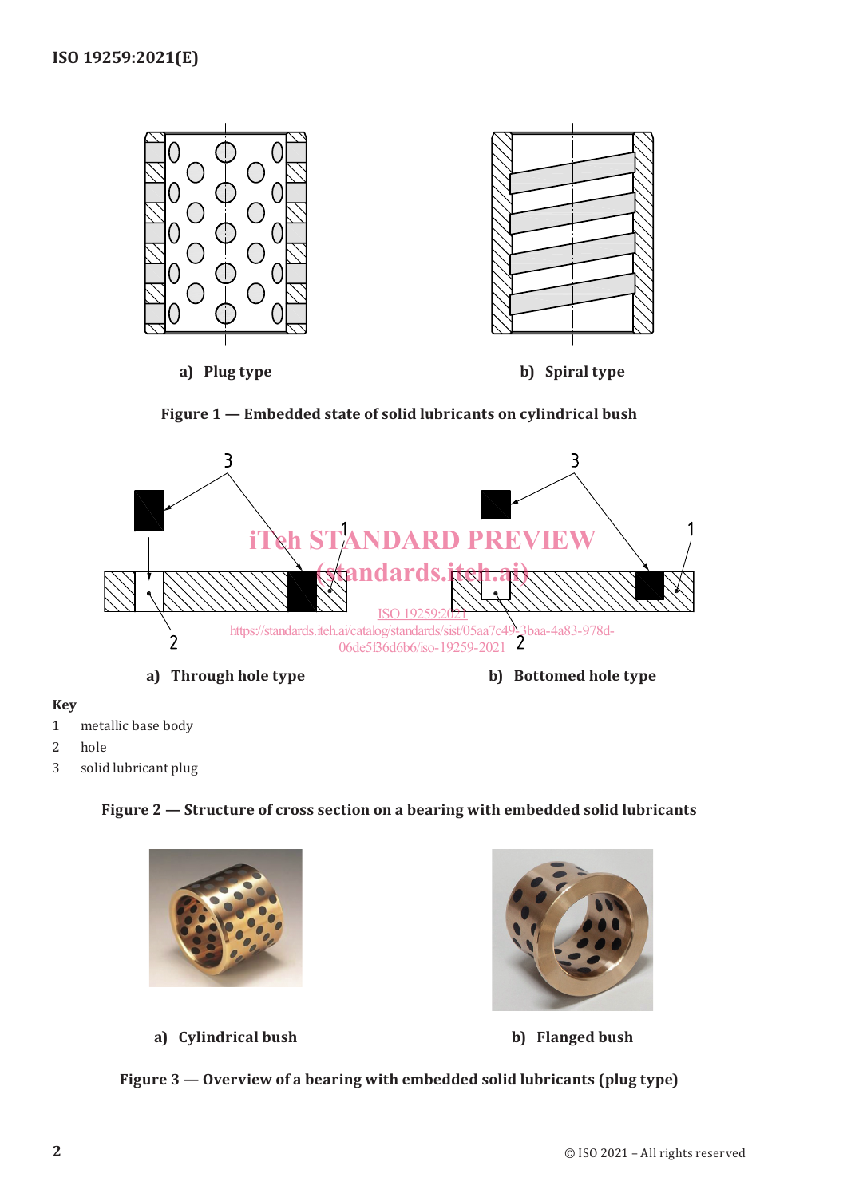a) Plug type

b) Spiral type

**Figure 1 — Embedded state of solid lubricants on cylindrical bush**

a) Through hole type

b) Bottomed hole type

**Key**

1 metallic base body

2 hole

3 solid lubricant plug

**Figure 2 — Structure of cross section on a bearing with embedded solid lubricants**

a) Cylindrical bush

b) Flanged bush

**Figure 3 — Overview of a bearing with embedded solid lubricants (plug type)**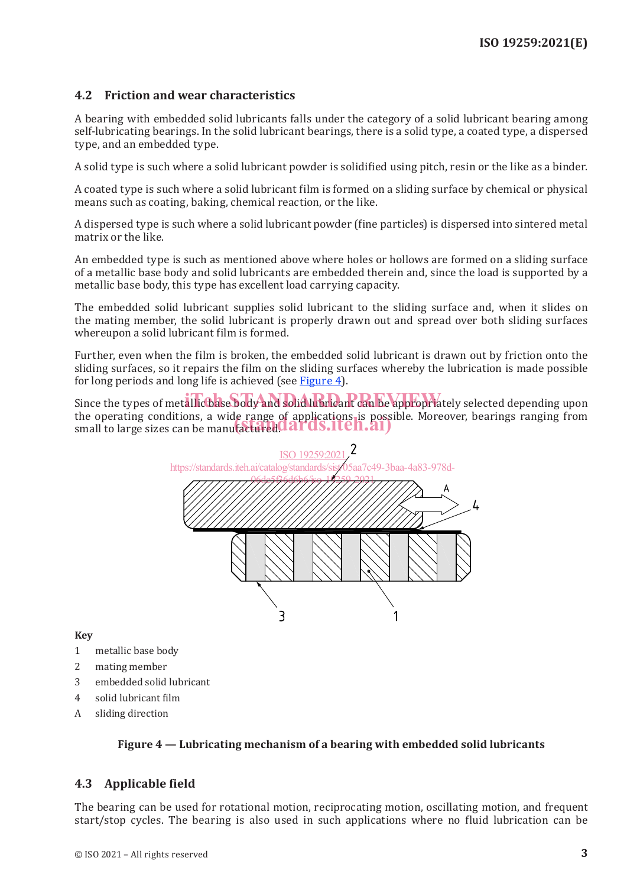## 4.2 Friction and wear characteristics

A bearing with embedded solid lubricants falls under the category of a solid lubricant bearing among self-lubricating bearings. In the solid lubricant bearings, there is a solid type, a coated type, a dispersed type, and an embedded type.

A solid type is such where a solid lubricant powder is solidified using pitch, resin or the like as a binder.

A coated type is such where a solid lubricant film is formed on a sliding surface by chemical or physical means such as coating, baking, chemical reaction, or the like.

A dispersed type is such where a solid lubricant powder (fine particles) is dispersed into sintered metal matrix or the like.

An embedded type is such as mentioned above where holes or hollows are formed on a sliding surface of a metallic base body and solid lubricants are embedded therein and, since the load is supported by a metallic base body, this type has excellent load carrying capacity.

The embedded solid lubricant supplies solid lubricant to the sliding surface and, when it slides on the mating member, the solid lubricant is properly drawn out and spread over both sliding surfaces whereupon a solid lubricant film is formed.

Further, even when the film is broken, the embedded solid lubricant is drawn out by friction onto the sliding surfaces, so it repairs the film on the sliding surfaces whereby the lubrication is made possible for long periods and long life is achieved (see Figure 4).

Since the types of metallic base body and solid lubricant can be appropriately selected depending upon the operating conditions, a wide range of applications is possible. Moreover, bearings ranging from small to large sizes can be manufactured.

**Key**

1 metallic base body

2 mating member

3 embedded solid lubricant

4 solid lubricant film

A sliding direction

**Figure 4 — Lubricating mechanism of a bearing with embedded solid lubricants**

## 4.3 Applicable field

The bearing can be used for rotational motion, reciprocating motion, oscillating motion, and frequent start/stop cycles. The bearing is also used in such applications where no fluid lubrication can be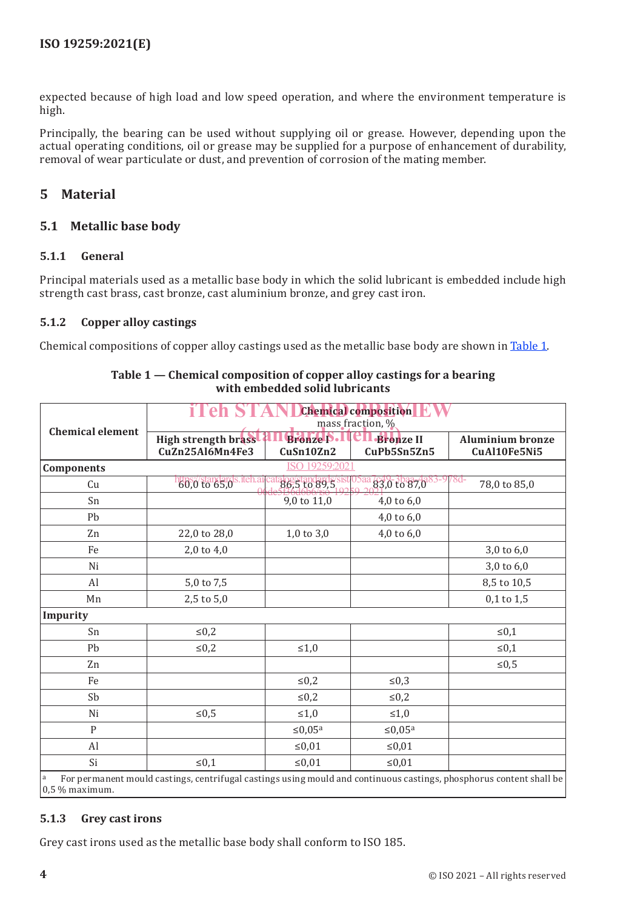expected because of high load and low speed operation, and where the environment temperature is high.

Principally, the bearing can be used without supplying oil or grease. However, depending upon the actual operating conditions, oil or grease may be supplied for a purpose of enhancement of durability, removal of wear particulate or dust, and prevention of corrosion of the mating member.

## 5 Material

### 5.1 Metallic base body

#### 5.1.1 General

Principal materials used as a metallic base body in which the solid lubricant is embedded include high strength cast brass, cast bronze, cast aluminium bronze, and grey cast iron.

#### 5.1.2 Copper alloy castings

Chemical compositions of copper alloy castings used as the metallic base body are shown in Table 1.

**Table 1 — Chemical composition of copper alloy castings for a bearing with embedded solid lubricants**

| Chemical element | Chemical composition mass fraction, % | | | |
|---|---|---|---|---|
| | High strength brass CuZn25Al6Mn4Fe3 | Bronze I CuSn10Zn2 | Bronze II CuPb5Sn5Zn5 | Aluminium bronze CuAl10Fe5Ni5 |
| **Components** | | | | |
| Cu | 60,0 to 65,0 | 86,5 to 89,5 | 83,0 to 87,0 | 78,0 to 85,0 |
| Sn | | 9,0 to 11,0 | 4,0 to 6,0 | |
| Pb | | | 4,0 to 6,0 | |
| Zn | 22,0 to 28,0 | 1,0 to 3,0 | 4,0 to 6,0 | |
| Fe | 2,0 to 4,0 | | | 3,0 to 6,0 |
| Ni | | | | 3,0 to 6,0 |
| Al | 5,0 to 7,5 | | | 8,5 to 10,5 |
| Mn | 2,5 to 5,0 | | | 0,1 to 1,5 |
| **Impurity** | | | | |
| Sn | ≤0,2 | | | ≤0,1 |
| Pb | ≤0,2 | ≤1,0 | | ≤0,1 |
| Zn | | | | ≤0,5 |
| Fe | | ≤0,2 | ≤0,3 | |
| Sb | | ≤0,2 | ≤0,2 | |
| Ni | ≤0,5 | ≤1,0 | ≤1,0 | |
| P | | ≤0,05[a] | ≤0,05[a] | |
| Al | | ≤0,01 | ≤0,01 | |
| Si | ≤0,1 | ≤0,01 | ≤0,01 | |

[a] For permanent mould castings, centrifugal castings using mould and continuous castings, phosphorus content shall be 0,5 % maximum.

#### 5.1.3 Grey cast irons

Grey cast irons used as the metallic base body shall conform to ISO 185.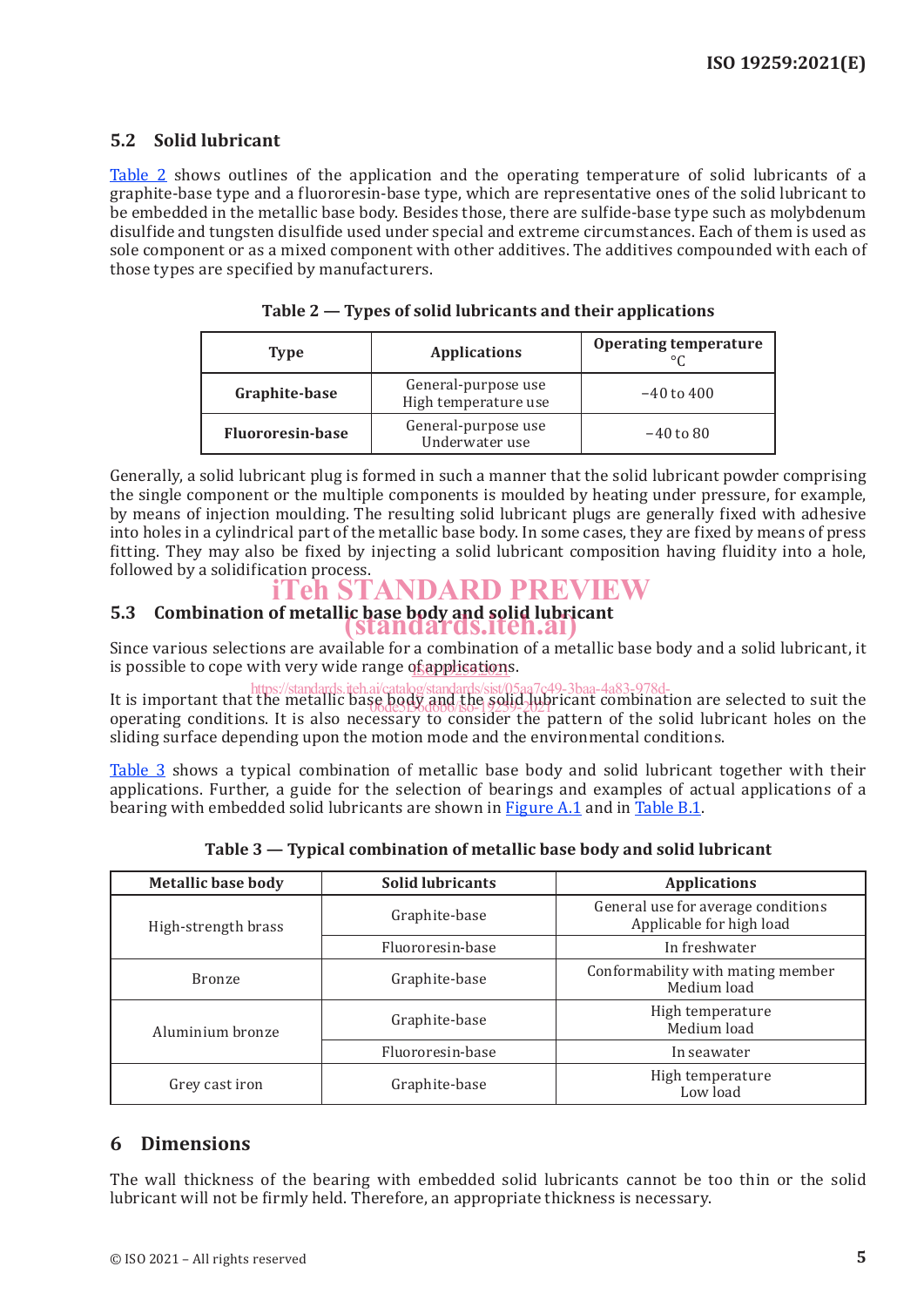## 5.2 Solid lubricant

Table 2 shows outlines of the application and the operating temperature of solid lubricants of a graphite-base type and a fluororesin-base type, which are representative ones of the solid lubricant to be embedded in the metallic base body. Besides those, there are sulfide-base type such as molybdenum disulfide and tungsten disulfide used under special and extreme circumstances. Each of them is used as sole component or as a mixed component with other additives. The additives compounded with each of those types are specified by manufacturers.

**Table 2 — Types of solid lubricants and their applications**

| Type | Applications | Operating temperature °C |
|---|---|---|
| **Graphite-base** | General-purpose use<br>High temperature use | −40 to 400 |
| **Fluororesin-base** | General-purpose use<br>Underwater use | −40 to 80 |

Generally, a solid lubricant plug is formed in such a manner that the solid lubricant powder comprising the single component or the multiple components is moulded by heating under pressure, for example, by means of injection moulding. The resulting solid lubricant plugs are generally fixed with adhesive into holes in a cylindrical part of the metallic base body. In some cases, they are fixed by means of press fitting. They may also be fixed by injecting a solid lubricant composition having fluidity into a hole, followed by a solidification process.

## 5.3 Combination of metallic base body and solid lubricant

Since various selections are available for a combination of a metallic base body and a solid lubricant, it is possible to cope with very wide range of applications.

It is important that the metallic base body and the solid lubricant combination are selected to suit the operating conditions. It is also necessary to consider the pattern of the solid lubricant holes on the sliding surface depending upon the motion mode and the environmental conditions.

Table 3 shows a typical combination of metallic base body and solid lubricant together with their applications. Further, a guide for the selection of bearings and examples of actual applications of a bearing with embedded solid lubricants are shown in Figure A.1 and in Table B.1.

**Table 3 — Typical combination of metallic base body and solid lubricant**

| Metallic base body | Solid lubricants | Applications |
|---|---|---|
| High-strength brass | Graphite-base | General use for average conditions<br>Applicable for high load |
| | Fluororesin-base | In freshwater |
| Bronze | Graphite-base | Conformability with mating member<br>Medium load |
| Aluminium bronze | Graphite-base | High temperature<br>Medium load |
| | Fluororesin-base | In seawater |
| Grey cast iron | Graphite-base | High temperature<br>Low load |

# 6 Dimensions

The wall thickness of the bearing with embedded solid lubricants cannot be too thin or the solid lubricant will not be firmly held. Therefore, an appropriate thickness is necessary.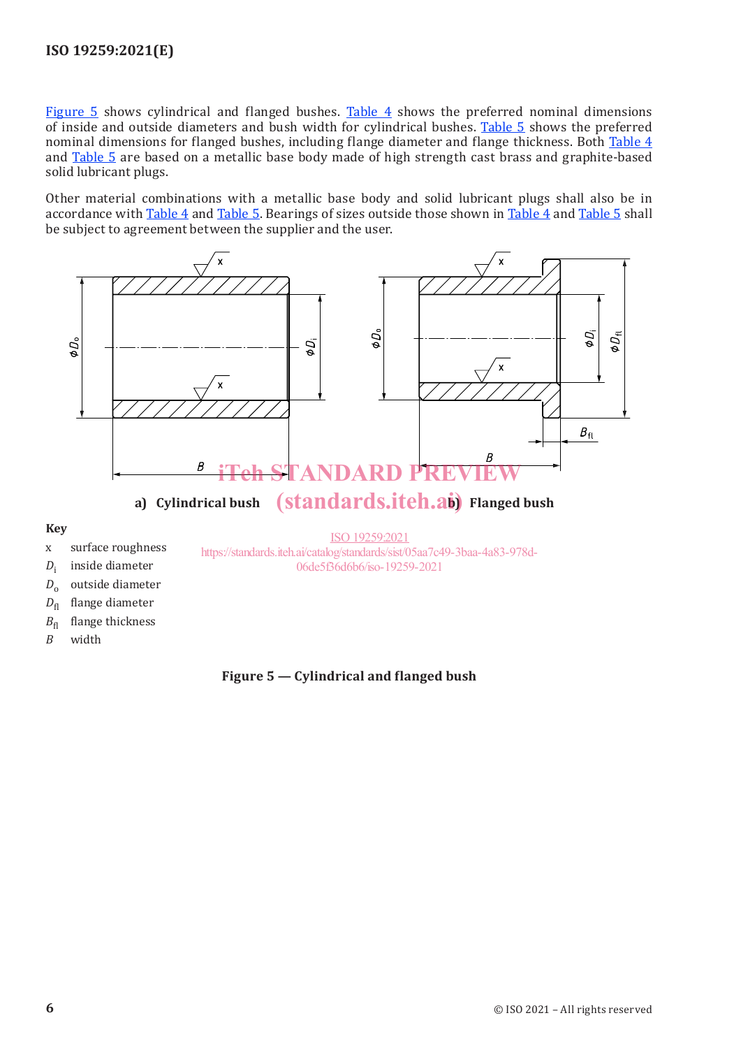Figure 5 shows cylindrical and flanged bushes. Table 4 shows the preferred nominal dimensions of inside and outside diameters and bush width for cylindrical bushes. Table 5 shows the preferred nominal dimensions for flanged bushes, including flange diameter and flange thickness. Both Table 4 and Table 5 are based on a metallic base body made of high strength cast brass and graphite-based solid lubricant plugs.

Other material combinations with a metallic base body and solid lubricant plugs shall also be in accordance with Table 4 and Table 5. Bearings of sizes outside those shown in Table 4 and Table 5 shall be subject to agreement between the supplier and the user.

x

x

$\phi D_o$

$\phi D_i$

B

a) Cylindrical bush

x

x

$\phi D_o$

$\phi D_i$

$\phi D_{fl}$

$B_{fl}$

B

b) Flanged bush

**Key**

x surface roughness

$D_i$ inside diameter

$D_o$ outside diameter

$D_{fl}$ flange diameter

$B_{fl}$ flange thickness

$B$ width

**Figure 5 — Cylindrical and flanged bush**